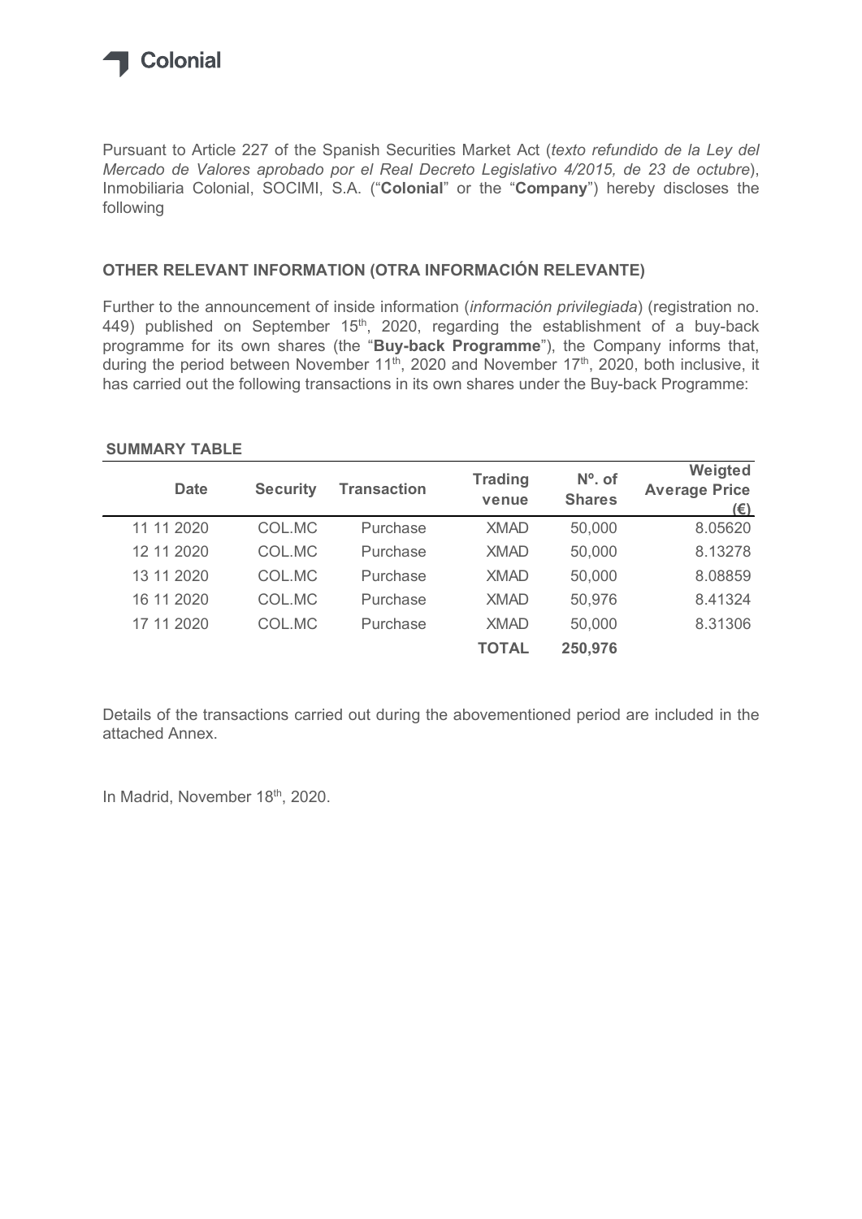Colonial

Pursuant to Article 227 of the Spanish Securities Market Act (*texto refundido de la Ley del Mercado de Valores aprobado por el Real Decreto Legislativo 4/2015, de 23 de octubre*), Inmobiliaria Colonial, SOCIMI, S.A. ("**Colonial**" or the "**Company**") hereby discloses the following

## OTHER RELEVANT INFORMATION (OTRA INFORMACIÓN RELEVANTE)

Further to the announcement of inside information (*información privilegiada*) (registration no. 449) published on September 15th, 2020, regarding the establishment of a buy-back programme for its own shares (the "**Buy-back Programme**"), the Company informs that, during the period between November 11th, 2020 and November 17th, 2020, both inclusive, it has carried out the following transactions in its own shares under the Buy-back Programme:

**SUMMARY TABLE**

| Date | Security | Transaction | Trading venue | Nº. of Shares | Weigted Average Price (€) |
|---|---|---|---|---|---|
| 11 11 2020 | COL.MC | Purchase | XMAD | 50,000 | 8.05620 |
| 12 11 2020 | COL.MC | Purchase | XMAD | 50,000 | 8.13278 |
| 13 11 2020 | COL.MC | Purchase | XMAD | 50,000 | 8.08859 |
| 16 11 2020 | COL.MC | Purchase | XMAD | 50,976 | 8.41324 |
| 17 11 2020 | COL.MC | Purchase | XMAD | 50,000 | 8.31306 |
| | | | **TOTAL** | **250,976** | |

Details of the transactions carried out during the abovementioned period are included in the attached Annex.

In Madrid, November 18th, 2020.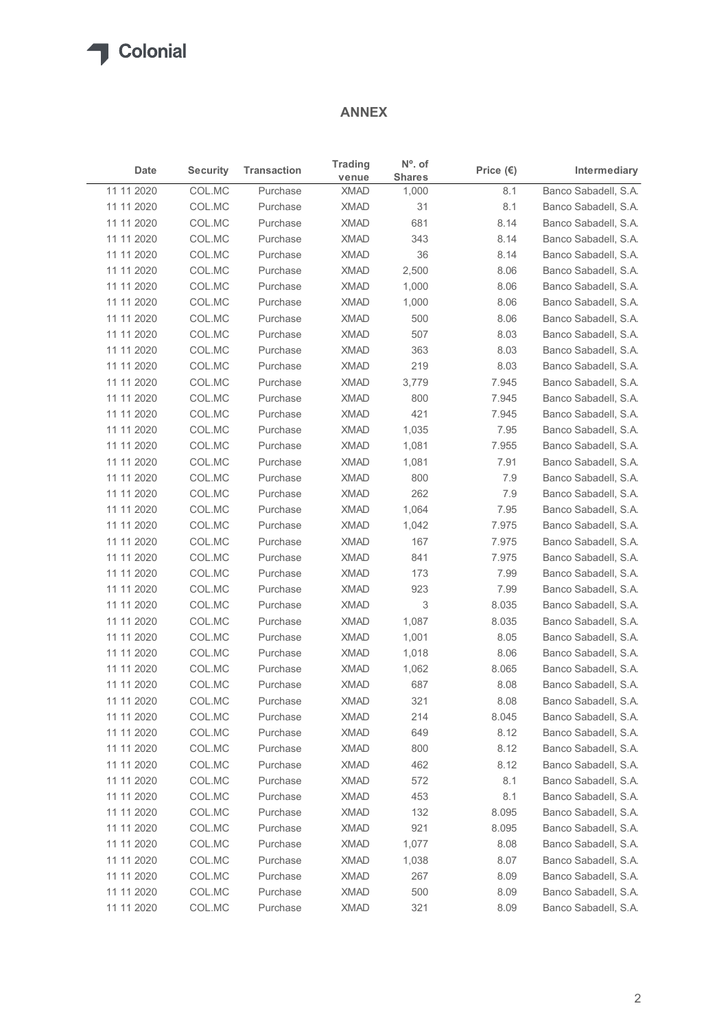## ANNEX

| Date | Security | Transaction | Trading venue | Nº. of Shares | Price (€) | Intermediary |
|---|---|---|---|---|---|---|
| 11 11 2020 | COL.MC | Purchase | XMAD | 1,000 | 8.1 | Banco Sabadell, S.A. |
| 11 11 2020 | COL.MC | Purchase | XMAD | 31 | 8.1 | Banco Sabadell, S.A. |
| 11 11 2020 | COL.MC | Purchase | XMAD | 681 | 8.14 | Banco Sabadell, S.A. |
| 11 11 2020 | COL.MC | Purchase | XMAD | 343 | 8.14 | Banco Sabadell, S.A. |
| 11 11 2020 | COL.MC | Purchase | XMAD | 36 | 8.14 | Banco Sabadell, S.A. |
| 11 11 2020 | COL.MC | Purchase | XMAD | 2,500 | 8.06 | Banco Sabadell, S.A. |
| 11 11 2020 | COL.MC | Purchase | XMAD | 1,000 | 8.06 | Banco Sabadell, S.A. |
| 11 11 2020 | COL.MC | Purchase | XMAD | 1,000 | 8.06 | Banco Sabadell, S.A. |
| 11 11 2020 | COL.MC | Purchase | XMAD | 500 | 8.06 | Banco Sabadell, S.A. |
| 11 11 2020 | COL.MC | Purchase | XMAD | 507 | 8.03 | Banco Sabadell, S.A. |
| 11 11 2020 | COL.MC | Purchase | XMAD | 363 | 8.03 | Banco Sabadell, S.A. |
| 11 11 2020 | COL.MC | Purchase | XMAD | 219 | 8.03 | Banco Sabadell, S.A. |
| 11 11 2020 | COL.MC | Purchase | XMAD | 3,779 | 7.945 | Banco Sabadell, S.A. |
| 11 11 2020 | COL.MC | Purchase | XMAD | 800 | 7.945 | Banco Sabadell, S.A. |
| 11 11 2020 | COL.MC | Purchase | XMAD | 421 | 7.945 | Banco Sabadell, S.A. |
| 11 11 2020 | COL.MC | Purchase | XMAD | 1,035 | 7.95 | Banco Sabadell, S.A. |
| 11 11 2020 | COL.MC | Purchase | XMAD | 1,081 | 7.955 | Banco Sabadell, S.A. |
| 11 11 2020 | COL.MC | Purchase | XMAD | 1,081 | 7.91 | Banco Sabadell, S.A. |
| 11 11 2020 | COL.MC | Purchase | XMAD | 800 | 7.9 | Banco Sabadell, S.A. |
| 11 11 2020 | COL.MC | Purchase | XMAD | 262 | 7.9 | Banco Sabadell, S.A. |
| 11 11 2020 | COL.MC | Purchase | XMAD | 1,064 | 7.95 | Banco Sabadell, S.A. |
| 11 11 2020 | COL.MC | Purchase | XMAD | 1,042 | 7.975 | Banco Sabadell, S.A. |
| 11 11 2020 | COL.MC | Purchase | XMAD | 167 | 7.975 | Banco Sabadell, S.A. |
| 11 11 2020 | COL.MC | Purchase | XMAD | 841 | 7.975 | Banco Sabadell, S.A. |
| 11 11 2020 | COL.MC | Purchase | XMAD | 173 | 7.99 | Banco Sabadell, S.A. |
| 11 11 2020 | COL.MC | Purchase | XMAD | 923 | 7.99 | Banco Sabadell, S.A. |
| 11 11 2020 | COL.MC | Purchase | XMAD | 3 | 8.035 | Banco Sabadell, S.A. |
| 11 11 2020 | COL.MC | Purchase | XMAD | 1,087 | 8.035 | Banco Sabadell, S.A. |
| 11 11 2020 | COL.MC | Purchase | XMAD | 1,001 | 8.05 | Banco Sabadell, S.A. |
| 11 11 2020 | COL.MC | Purchase | XMAD | 1,018 | 8.06 | Banco Sabadell, S.A. |
| 11 11 2020 | COL.MC | Purchase | XMAD | 1,062 | 8.065 | Banco Sabadell, S.A. |
| 11 11 2020 | COL.MC | Purchase | XMAD | 687 | 8.08 | Banco Sabadell, S.A. |
| 11 11 2020 | COL.MC | Purchase | XMAD | 321 | 8.08 | Banco Sabadell, S.A. |
| 11 11 2020 | COL.MC | Purchase | XMAD | 214 | 8.045 | Banco Sabadell, S.A. |
| 11 11 2020 | COL.MC | Purchase | XMAD | 649 | 8.12 | Banco Sabadell, S.A. |
| 11 11 2020 | COL.MC | Purchase | XMAD | 800 | 8.12 | Banco Sabadell, S.A. |
| 11 11 2020 | COL.MC | Purchase | XMAD | 462 | 8.12 | Banco Sabadell, S.A. |
| 11 11 2020 | COL.MC | Purchase | XMAD | 572 | 8.1 | Banco Sabadell, S.A. |
| 11 11 2020 | COL.MC | Purchase | XMAD | 453 | 8.1 | Banco Sabadell, S.A. |
| 11 11 2020 | COL.MC | Purchase | XMAD | 132 | 8.095 | Banco Sabadell, S.A. |
| 11 11 2020 | COL.MC | Purchase | XMAD | 921 | 8.095 | Banco Sabadell, S.A. |
| 11 11 2020 | COL.MC | Purchase | XMAD | 1,077 | 8.08 | Banco Sabadell, S.A. |
| 11 11 2020 | COL.MC | Purchase | XMAD | 1,038 | 8.07 | Banco Sabadell, S.A. |
| 11 11 2020 | COL.MC | Purchase | XMAD | 267 | 8.09 | Banco Sabadell, S.A. |
| 11 11 2020 | COL.MC | Purchase | XMAD | 500 | 8.09 | Banco Sabadell, S.A. |
| 11 11 2020 | COL.MC | Purchase | XMAD | 321 | 8.09 | Banco Sabadell, S.A. |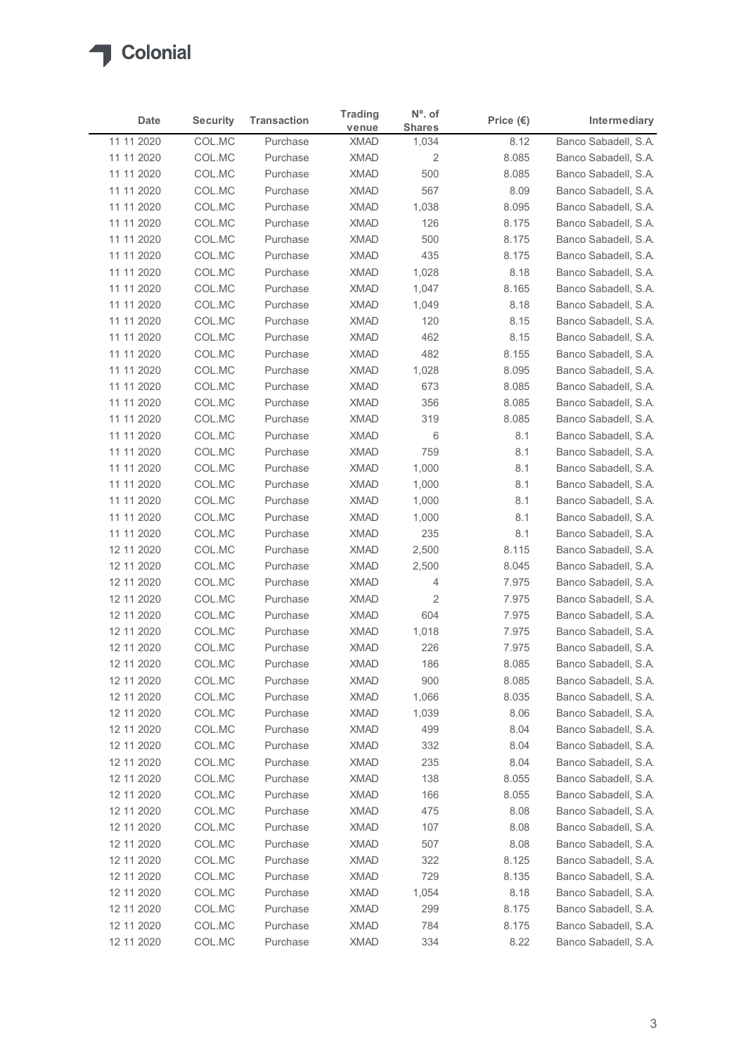Colonial

| Date | Security | Transaction | Trading venue | Nº. of Shares | Price (€) | Intermediary |
|---|---|---|---|---|---|---|
| 11 11 2020 | COL.MC | Purchase | XMAD | 1,034 | 8.12 | Banco Sabadell, S.A. |
| 11 11 2020 | COL.MC | Purchase | XMAD | 2 | 8.085 | Banco Sabadell, S.A. |
| 11 11 2020 | COL.MC | Purchase | XMAD | 500 | 8.085 | Banco Sabadell, S.A. |
| 11 11 2020 | COL.MC | Purchase | XMAD | 567 | 8.09 | Banco Sabadell, S.A. |
| 11 11 2020 | COL.MC | Purchase | XMAD | 1,038 | 8.095 | Banco Sabadell, S.A. |
| 11 11 2020 | COL.MC | Purchase | XMAD | 126 | 8.175 | Banco Sabadell, S.A. |
| 11 11 2020 | COL.MC | Purchase | XMAD | 500 | 8.175 | Banco Sabadell, S.A. |
| 11 11 2020 | COL.MC | Purchase | XMAD | 435 | 8.175 | Banco Sabadell, S.A. |
| 11 11 2020 | COL.MC | Purchase | XMAD | 1,028 | 8.18 | Banco Sabadell, S.A. |
| 11 11 2020 | COL.MC | Purchase | XMAD | 1,047 | 8.165 | Banco Sabadell, S.A. |
| 11 11 2020 | COL.MC | Purchase | XMAD | 1,049 | 8.18 | Banco Sabadell, S.A. |
| 11 11 2020 | COL.MC | Purchase | XMAD | 120 | 8.15 | Banco Sabadell, S.A. |
| 11 11 2020 | COL.MC | Purchase | XMAD | 462 | 8.15 | Banco Sabadell, S.A. |
| 11 11 2020 | COL.MC | Purchase | XMAD | 482 | 8.155 | Banco Sabadell, S.A. |
| 11 11 2020 | COL.MC | Purchase | XMAD | 1,028 | 8.095 | Banco Sabadell, S.A. |
| 11 11 2020 | COL.MC | Purchase | XMAD | 673 | 8.085 | Banco Sabadell, S.A. |
| 11 11 2020 | COL.MC | Purchase | XMAD | 356 | 8.085 | Banco Sabadell, S.A. |
| 11 11 2020 | COL.MC | Purchase | XMAD | 319 | 8.085 | Banco Sabadell, S.A. |
| 11 11 2020 | COL.MC | Purchase | XMAD | 6 | 8.1 | Banco Sabadell, S.A. |
| 11 11 2020 | COL.MC | Purchase | XMAD | 759 | 8.1 | Banco Sabadell, S.A. |
| 11 11 2020 | COL.MC | Purchase | XMAD | 1,000 | 8.1 | Banco Sabadell, S.A. |
| 11 11 2020 | COL.MC | Purchase | XMAD | 1,000 | 8.1 | Banco Sabadell, S.A. |
| 11 11 2020 | COL.MC | Purchase | XMAD | 1,000 | 8.1 | Banco Sabadell, S.A. |
| 11 11 2020 | COL.MC | Purchase | XMAD | 1,000 | 8.1 | Banco Sabadell, S.A. |
| 11 11 2020 | COL.MC | Purchase | XMAD | 235 | 8.1 | Banco Sabadell, S.A. |
| 12 11 2020 | COL.MC | Purchase | XMAD | 2,500 | 8.115 | Banco Sabadell, S.A. |
| 12 11 2020 | COL.MC | Purchase | XMAD | 2,500 | 8.045 | Banco Sabadell, S.A. |
| 12 11 2020 | COL.MC | Purchase | XMAD | 4 | 7.975 | Banco Sabadell, S.A. |
| 12 11 2020 | COL.MC | Purchase | XMAD | 2 | 7.975 | Banco Sabadell, S.A. |
| 12 11 2020 | COL.MC | Purchase | XMAD | 604 | 7.975 | Banco Sabadell, S.A. |
| 12 11 2020 | COL.MC | Purchase | XMAD | 1,018 | 7.975 | Banco Sabadell, S.A. |
| 12 11 2020 | COL.MC | Purchase | XMAD | 226 | 7.975 | Banco Sabadell, S.A. |
| 12 11 2020 | COL.MC | Purchase | XMAD | 186 | 8.085 | Banco Sabadell, S.A. |
| 12 11 2020 | COL.MC | Purchase | XMAD | 900 | 8.085 | Banco Sabadell, S.A. |
| 12 11 2020 | COL.MC | Purchase | XMAD | 1,066 | 8.035 | Banco Sabadell, S.A. |
| 12 11 2020 | COL.MC | Purchase | XMAD | 1,039 | 8.06 | Banco Sabadell, S.A. |
| 12 11 2020 | COL.MC | Purchase | XMAD | 499 | 8.04 | Banco Sabadell, S.A. |
| 12 11 2020 | COL.MC | Purchase | XMAD | 332 | 8.04 | Banco Sabadell, S.A. |
| 12 11 2020 | COL.MC | Purchase | XMAD | 235 | 8.04 | Banco Sabadell, S.A. |
| 12 11 2020 | COL.MC | Purchase | XMAD | 138 | 8.055 | Banco Sabadell, S.A. |
| 12 11 2020 | COL.MC | Purchase | XMAD | 166 | 8.055 | Banco Sabadell, S.A. |
| 12 11 2020 | COL.MC | Purchase | XMAD | 475 | 8.08 | Banco Sabadell, S.A. |
| 12 11 2020 | COL.MC | Purchase | XMAD | 107 | 8.08 | Banco Sabadell, S.A. |
| 12 11 2020 | COL.MC | Purchase | XMAD | 507 | 8.08 | Banco Sabadell, S.A. |
| 12 11 2020 | COL.MC | Purchase | XMAD | 322 | 8.125 | Banco Sabadell, S.A. |
| 12 11 2020 | COL.MC | Purchase | XMAD | 729 | 8.135 | Banco Sabadell, S.A. |
| 12 11 2020 | COL.MC | Purchase | XMAD | 1,054 | 8.18 | Banco Sabadell, S.A. |
| 12 11 2020 | COL.MC | Purchase | XMAD | 299 | 8.175 | Banco Sabadell, S.A. |
| 12 11 2020 | COL.MC | Purchase | XMAD | 784 | 8.175 | Banco Sabadell, S.A. |
| 12 11 2020 | COL.MC | Purchase | XMAD | 334 | 8.22 | Banco Sabadell, S.A. |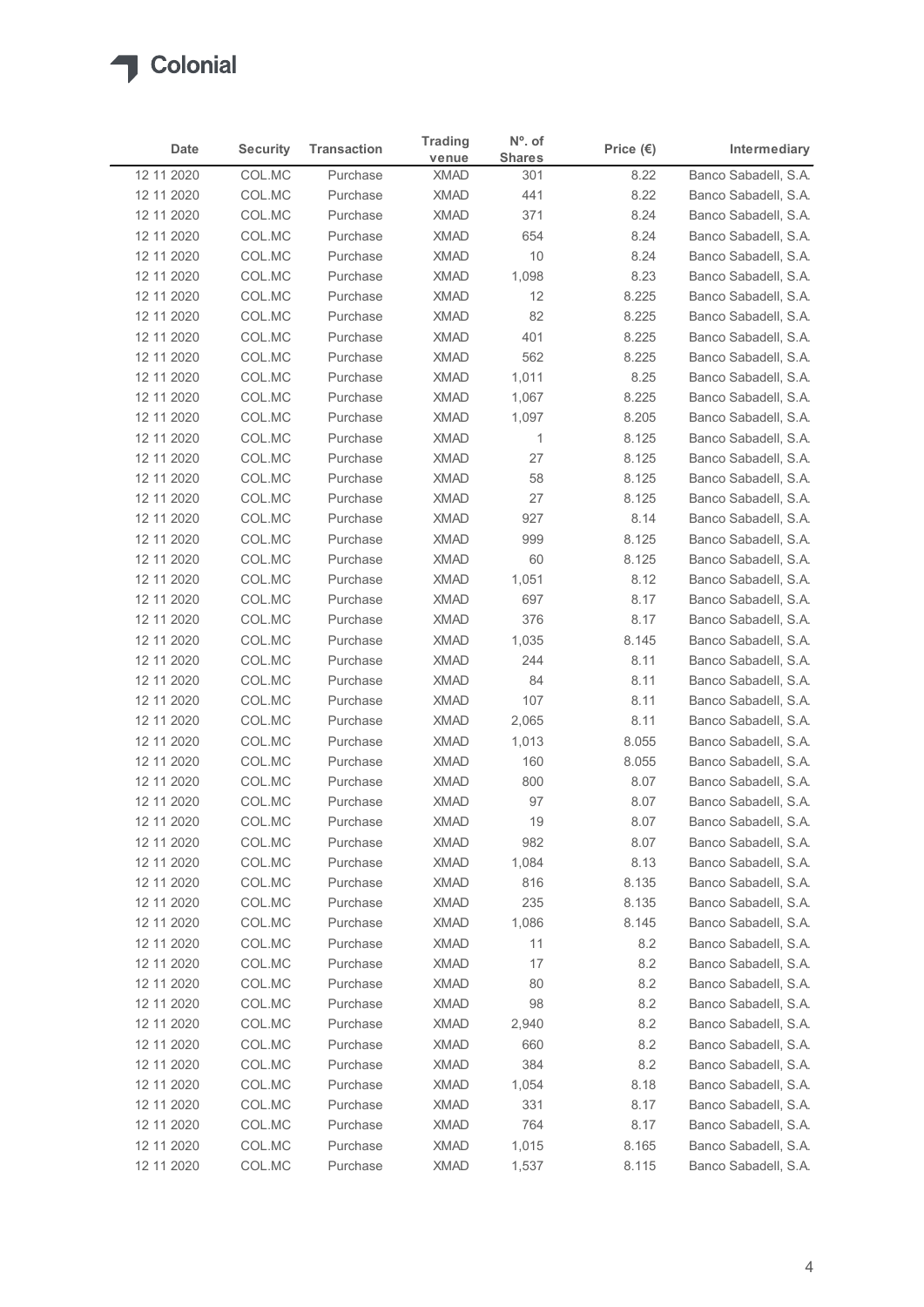| Date | Security | Transaction | Trading venue | Nº. of Shares | Price (€) | Intermediary |
|---|---|---|---|---|---|---|
| 12 11 2020 | COL.MC | Purchase | XMAD | 301 | 8.22 | Banco Sabadell, S.A. |
| 12 11 2020 | COL.MC | Purchase | XMAD | 441 | 8.22 | Banco Sabadell, S.A. |
| 12 11 2020 | COL.MC | Purchase | XMAD | 371 | 8.24 | Banco Sabadell, S.A. |
| 12 11 2020 | COL.MC | Purchase | XMAD | 654 | 8.24 | Banco Sabadell, S.A. |
| 12 11 2020 | COL.MC | Purchase | XMAD | 10 | 8.24 | Banco Sabadell, S.A. |
| 12 11 2020 | COL.MC | Purchase | XMAD | 1,098 | 8.23 | Banco Sabadell, S.A. |
| 12 11 2020 | COL.MC | Purchase | XMAD | 12 | 8.225 | Banco Sabadell, S.A. |
| 12 11 2020 | COL.MC | Purchase | XMAD | 82 | 8.225 | Banco Sabadell, S.A. |
| 12 11 2020 | COL.MC | Purchase | XMAD | 401 | 8.225 | Banco Sabadell, S.A. |
| 12 11 2020 | COL.MC | Purchase | XMAD | 562 | 8.225 | Banco Sabadell, S.A. |
| 12 11 2020 | COL.MC | Purchase | XMAD | 1,011 | 8.25 | Banco Sabadell, S.A. |
| 12 11 2020 | COL.MC | Purchase | XMAD | 1,067 | 8.225 | Banco Sabadell, S.A. |
| 12 11 2020 | COL.MC | Purchase | XMAD | 1,097 | 8.205 | Banco Sabadell, S.A. |
| 12 11 2020 | COL.MC | Purchase | XMAD | 1 | 8.125 | Banco Sabadell, S.A. |
| 12 11 2020 | COL.MC | Purchase | XMAD | 27 | 8.125 | Banco Sabadell, S.A. |
| 12 11 2020 | COL.MC | Purchase | XMAD | 58 | 8.125 | Banco Sabadell, S.A. |
| 12 11 2020 | COL.MC | Purchase | XMAD | 27 | 8.125 | Banco Sabadell, S.A. |
| 12 11 2020 | COL.MC | Purchase | XMAD | 927 | 8.14 | Banco Sabadell, S.A. |
| 12 11 2020 | COL.MC | Purchase | XMAD | 999 | 8.125 | Banco Sabadell, S.A. |
| 12 11 2020 | COL.MC | Purchase | XMAD | 60 | 8.125 | Banco Sabadell, S.A. |
| 12 11 2020 | COL.MC | Purchase | XMAD | 1,051 | 8.12 | Banco Sabadell, S.A. |
| 12 11 2020 | COL.MC | Purchase | XMAD | 697 | 8.17 | Banco Sabadell, S.A. |
| 12 11 2020 | COL.MC | Purchase | XMAD | 376 | 8.17 | Banco Sabadell, S.A. |
| 12 11 2020 | COL.MC | Purchase | XMAD | 1,035 | 8.145 | Banco Sabadell, S.A. |
| 12 11 2020 | COL.MC | Purchase | XMAD | 244 | 8.11 | Banco Sabadell, S.A. |
| 12 11 2020 | COL.MC | Purchase | XMAD | 84 | 8.11 | Banco Sabadell, S.A. |
| 12 11 2020 | COL.MC | Purchase | XMAD | 107 | 8.11 | Banco Sabadell, S.A. |
| 12 11 2020 | COL.MC | Purchase | XMAD | 2,065 | 8.11 | Banco Sabadell, S.A. |
| 12 11 2020 | COL.MC | Purchase | XMAD | 1,013 | 8.055 | Banco Sabadell, S.A. |
| 12 11 2020 | COL.MC | Purchase | XMAD | 160 | 8.055 | Banco Sabadell, S.A. |
| 12 11 2020 | COL.MC | Purchase | XMAD | 800 | 8.07 | Banco Sabadell, S.A. |
| 12 11 2020 | COL.MC | Purchase | XMAD | 97 | 8.07 | Banco Sabadell, S.A. |
| 12 11 2020 | COL.MC | Purchase | XMAD | 19 | 8.07 | Banco Sabadell, S.A. |
| 12 11 2020 | COL.MC | Purchase | XMAD | 982 | 8.07 | Banco Sabadell, S.A. |
| 12 11 2020 | COL.MC | Purchase | XMAD | 1,084 | 8.13 | Banco Sabadell, S.A. |
| 12 11 2020 | COL.MC | Purchase | XMAD | 816 | 8.135 | Banco Sabadell, S.A. |
| 12 11 2020 | COL.MC | Purchase | XMAD | 235 | 8.135 | Banco Sabadell, S.A. |
| 12 11 2020 | COL.MC | Purchase | XMAD | 1,086 | 8.145 | Banco Sabadell, S.A. |
| 12 11 2020 | COL.MC | Purchase | XMAD | 11 | 8.2 | Banco Sabadell, S.A. |
| 12 11 2020 | COL.MC | Purchase | XMAD | 17 | 8.2 | Banco Sabadell, S.A. |
| 12 11 2020 | COL.MC | Purchase | XMAD | 80 | 8.2 | Banco Sabadell, S.A. |
| 12 11 2020 | COL.MC | Purchase | XMAD | 98 | 8.2 | Banco Sabadell, S.A. |
| 12 11 2020 | COL.MC | Purchase | XMAD | 2,940 | 8.2 | Banco Sabadell, S.A. |
| 12 11 2020 | COL.MC | Purchase | XMAD | 660 | 8.2 | Banco Sabadell, S.A. |
| 12 11 2020 | COL.MC | Purchase | XMAD | 384 | 8.2 | Banco Sabadell, S.A. |
| 12 11 2020 | COL.MC | Purchase | XMAD | 1,054 | 8.18 | Banco Sabadell, S.A. |
| 12 11 2020 | COL.MC | Purchase | XMAD | 331 | 8.17 | Banco Sabadell, S.A. |
| 12 11 2020 | COL.MC | Purchase | XMAD | 764 | 8.17 | Banco Sabadell, S.A. |
| 12 11 2020 | COL.MC | Purchase | XMAD | 1,015 | 8.165 | Banco Sabadell, S.A. |
| 12 11 2020 | COL.MC | Purchase | XMAD | 1,537 | 8.115 | Banco Sabadell, S.A. |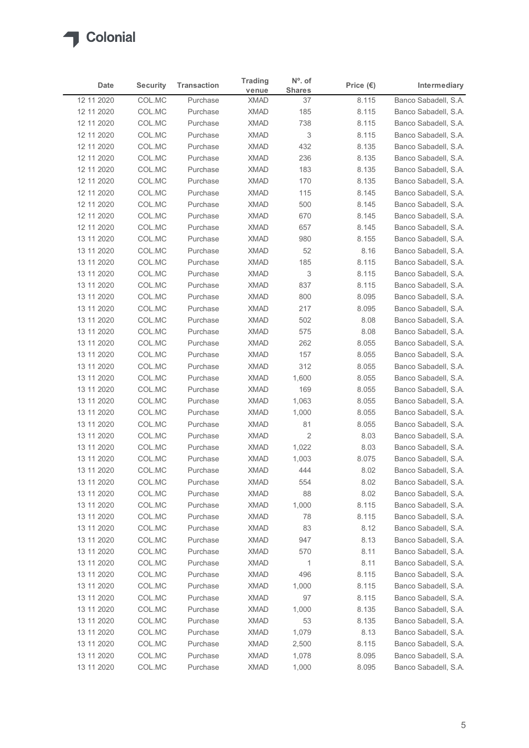| Date | Security | Transaction | Trading venue | Nº. of Shares | Price (€) | Intermediary |
|---|---|---|---|---|---|---|
| 12 11 2020 | COL.MC | Purchase | XMAD | 37 | 8.115 | Banco Sabadell, S.A. |
| 12 11 2020 | COL.MC | Purchase | XMAD | 185 | 8.115 | Banco Sabadell, S.A. |
| 12 11 2020 | COL.MC | Purchase | XMAD | 738 | 8.115 | Banco Sabadell, S.A. |
| 12 11 2020 | COL.MC | Purchase | XMAD | 3 | 8.115 | Banco Sabadell, S.A. |
| 12 11 2020 | COL.MC | Purchase | XMAD | 432 | 8.135 | Banco Sabadell, S.A. |
| 12 11 2020 | COL.MC | Purchase | XMAD | 236 | 8.135 | Banco Sabadell, S.A. |
| 12 11 2020 | COL.MC | Purchase | XMAD | 183 | 8.135 | Banco Sabadell, S.A. |
| 12 11 2020 | COL.MC | Purchase | XMAD | 170 | 8.135 | Banco Sabadell, S.A. |
| 12 11 2020 | COL.MC | Purchase | XMAD | 115 | 8.145 | Banco Sabadell, S.A. |
| 12 11 2020 | COL.MC | Purchase | XMAD | 500 | 8.145 | Banco Sabadell, S.A. |
| 12 11 2020 | COL.MC | Purchase | XMAD | 670 | 8.145 | Banco Sabadell, S.A. |
| 12 11 2020 | COL.MC | Purchase | XMAD | 657 | 8.145 | Banco Sabadell, S.A. |
| 13 11 2020 | COL.MC | Purchase | XMAD | 980 | 8.155 | Banco Sabadell, S.A. |
| 13 11 2020 | COL.MC | Purchase | XMAD | 52 | 8.16 | Banco Sabadell, S.A. |
| 13 11 2020 | COL.MC | Purchase | XMAD | 185 | 8.115 | Banco Sabadell, S.A. |
| 13 11 2020 | COL.MC | Purchase | XMAD | 3 | 8.115 | Banco Sabadell, S.A. |
| 13 11 2020 | COL.MC | Purchase | XMAD | 837 | 8.115 | Banco Sabadell, S.A. |
| 13 11 2020 | COL.MC | Purchase | XMAD | 800 | 8.095 | Banco Sabadell, S.A. |
| 13 11 2020 | COL.MC | Purchase | XMAD | 217 | 8.095 | Banco Sabadell, S.A. |
| 13 11 2020 | COL.MC | Purchase | XMAD | 502 | 8.08 | Banco Sabadell, S.A. |
| 13 11 2020 | COL.MC | Purchase | XMAD | 575 | 8.08 | Banco Sabadell, S.A. |
| 13 11 2020 | COL.MC | Purchase | XMAD | 262 | 8.055 | Banco Sabadell, S.A. |
| 13 11 2020 | COL.MC | Purchase | XMAD | 157 | 8.055 | Banco Sabadell, S.A. |
| 13 11 2020 | COL.MC | Purchase | XMAD | 312 | 8.055 | Banco Sabadell, S.A. |
| 13 11 2020 | COL.MC | Purchase | XMAD | 1,600 | 8.055 | Banco Sabadell, S.A. |
| 13 11 2020 | COL.MC | Purchase | XMAD | 169 | 8.055 | Banco Sabadell, S.A. |
| 13 11 2020 | COL.MC | Purchase | XMAD | 1,063 | 8.055 | Banco Sabadell, S.A. |
| 13 11 2020 | COL.MC | Purchase | XMAD | 1,000 | 8.055 | Banco Sabadell, S.A. |
| 13 11 2020 | COL.MC | Purchase | XMAD | 81 | 8.055 | Banco Sabadell, S.A. |
| 13 11 2020 | COL.MC | Purchase | XMAD | 2 | 8.03 | Banco Sabadell, S.A. |
| 13 11 2020 | COL.MC | Purchase | XMAD | 1,022 | 8.03 | Banco Sabadell, S.A. |
| 13 11 2020 | COL.MC | Purchase | XMAD | 1,003 | 8.075 | Banco Sabadell, S.A. |
| 13 11 2020 | COL.MC | Purchase | XMAD | 444 | 8.02 | Banco Sabadell, S.A. |
| 13 11 2020 | COL.MC | Purchase | XMAD | 554 | 8.02 | Banco Sabadell, S.A. |
| 13 11 2020 | COL.MC | Purchase | XMAD | 88 | 8.02 | Banco Sabadell, S.A. |
| 13 11 2020 | COL.MC | Purchase | XMAD | 1,000 | 8.115 | Banco Sabadell, S.A. |
| 13 11 2020 | COL.MC | Purchase | XMAD | 78 | 8.115 | Banco Sabadell, S.A. |
| 13 11 2020 | COL.MC | Purchase | XMAD | 83 | 8.12 | Banco Sabadell, S.A. |
| 13 11 2020 | COL.MC | Purchase | XMAD | 947 | 8.13 | Banco Sabadell, S.A. |
| 13 11 2020 | COL.MC | Purchase | XMAD | 570 | 8.11 | Banco Sabadell, S.A. |
| 13 11 2020 | COL.MC | Purchase | XMAD | 1 | 8.11 | Banco Sabadell, S.A. |
| 13 11 2020 | COL.MC | Purchase | XMAD | 496 | 8.115 | Banco Sabadell, S.A. |
| 13 11 2020 | COL.MC | Purchase | XMAD | 1,000 | 8.115 | Banco Sabadell, S.A. |
| 13 11 2020 | COL.MC | Purchase | XMAD | 97 | 8.115 | Banco Sabadell, S.A. |
| 13 11 2020 | COL.MC | Purchase | XMAD | 1,000 | 8.135 | Banco Sabadell, S.A. |
| 13 11 2020 | COL.MC | Purchase | XMAD | 53 | 8.135 | Banco Sabadell, S.A. |
| 13 11 2020 | COL.MC | Purchase | XMAD | 1,079 | 8.13 | Banco Sabadell, S.A. |
| 13 11 2020 | COL.MC | Purchase | XMAD | 2,500 | 8.115 | Banco Sabadell, S.A. |
| 13 11 2020 | COL.MC | Purchase | XMAD | 1,078 | 8.095 | Banco Sabadell, S.A. |
| 13 11 2020 | COL.MC | Purchase | XMAD | 1,000 | 8.095 | Banco Sabadell, S.A. |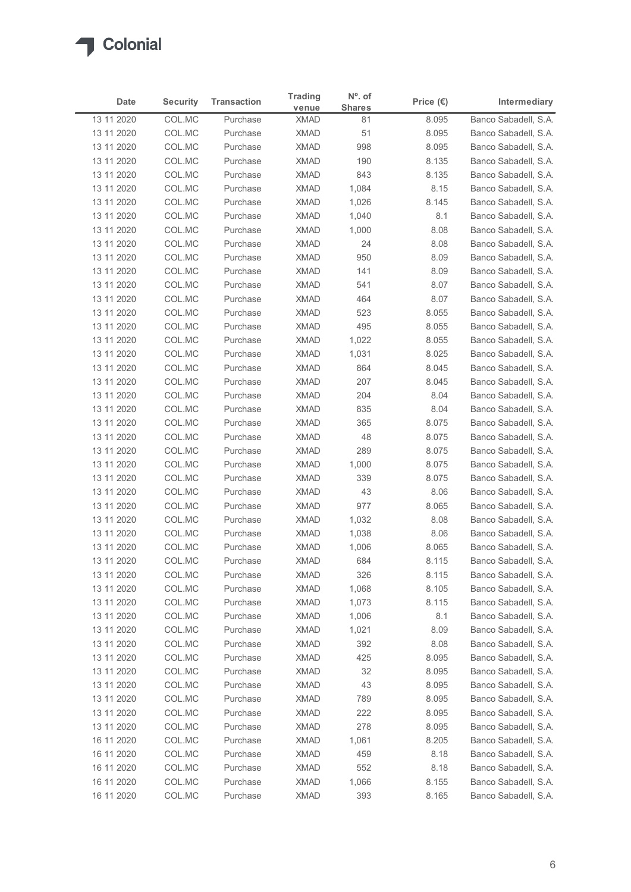# Colonial

| Date | Security | Transaction | Trading venue | Nº. of Shares | Price (€) | Intermediary |
|---|---|---|---|---|---|---|
| 13 11 2020 | COL.MC | Purchase | XMAD | 81 | 8.095 | Banco Sabadell, S.A. |
| 13 11 2020 | COL.MC | Purchase | XMAD | 51 | 8.095 | Banco Sabadell, S.A. |
| 13 11 2020 | COL.MC | Purchase | XMAD | 998 | 8.095 | Banco Sabadell, S.A. |
| 13 11 2020 | COL.MC | Purchase | XMAD | 190 | 8.135 | Banco Sabadell, S.A. |
| 13 11 2020 | COL.MC | Purchase | XMAD | 843 | 8.135 | Banco Sabadell, S.A. |
| 13 11 2020 | COL.MC | Purchase | XMAD | 1,084 | 8.15 | Banco Sabadell, S.A. |
| 13 11 2020 | COL.MC | Purchase | XMAD | 1,026 | 8.145 | Banco Sabadell, S.A. |
| 13 11 2020 | COL.MC | Purchase | XMAD | 1,040 | 8.1 | Banco Sabadell, S.A. |
| 13 11 2020 | COL.MC | Purchase | XMAD | 1,000 | 8.08 | Banco Sabadell, S.A. |
| 13 11 2020 | COL.MC | Purchase | XMAD | 24 | 8.08 | Banco Sabadell, S.A. |
| 13 11 2020 | COL.MC | Purchase | XMAD | 950 | 8.09 | Banco Sabadell, S.A. |
| 13 11 2020 | COL.MC | Purchase | XMAD | 141 | 8.09 | Banco Sabadell, S.A. |
| 13 11 2020 | COL.MC | Purchase | XMAD | 541 | 8.07 | Banco Sabadell, S.A. |
| 13 11 2020 | COL.MC | Purchase | XMAD | 464 | 8.07 | Banco Sabadell, S.A. |
| 13 11 2020 | COL.MC | Purchase | XMAD | 523 | 8.055 | Banco Sabadell, S.A. |
| 13 11 2020 | COL.MC | Purchase | XMAD | 495 | 8.055 | Banco Sabadell, S.A. |
| 13 11 2020 | COL.MC | Purchase | XMAD | 1,022 | 8.055 | Banco Sabadell, S.A. |
| 13 11 2020 | COL.MC | Purchase | XMAD | 1,031 | 8.025 | Banco Sabadell, S.A. |
| 13 11 2020 | COL.MC | Purchase | XMAD | 864 | 8.045 | Banco Sabadell, S.A. |
| 13 11 2020 | COL.MC | Purchase | XMAD | 207 | 8.045 | Banco Sabadell, S.A. |
| 13 11 2020 | COL.MC | Purchase | XMAD | 204 | 8.04 | Banco Sabadell, S.A. |
| 13 11 2020 | COL.MC | Purchase | XMAD | 835 | 8.04 | Banco Sabadell, S.A. |
| 13 11 2020 | COL.MC | Purchase | XMAD | 365 | 8.075 | Banco Sabadell, S.A. |
| 13 11 2020 | COL.MC | Purchase | XMAD | 48 | 8.075 | Banco Sabadell, S.A. |
| 13 11 2020 | COL.MC | Purchase | XMAD | 289 | 8.075 | Banco Sabadell, S.A. |
| 13 11 2020 | COL.MC | Purchase | XMAD | 1,000 | 8.075 | Banco Sabadell, S.A. |
| 13 11 2020 | COL.MC | Purchase | XMAD | 339 | 8.075 | Banco Sabadell, S.A. |
| 13 11 2020 | COL.MC | Purchase | XMAD | 43 | 8.06 | Banco Sabadell, S.A. |
| 13 11 2020 | COL.MC | Purchase | XMAD | 977 | 8.065 | Banco Sabadell, S.A. |
| 13 11 2020 | COL.MC | Purchase | XMAD | 1,032 | 8.08 | Banco Sabadell, S.A. |
| 13 11 2020 | COL.MC | Purchase | XMAD | 1,038 | 8.06 | Banco Sabadell, S.A. |
| 13 11 2020 | COL.MC | Purchase | XMAD | 1,006 | 8.065 | Banco Sabadell, S.A. |
| 13 11 2020 | COL.MC | Purchase | XMAD | 684 | 8.115 | Banco Sabadell, S.A. |
| 13 11 2020 | COL.MC | Purchase | XMAD | 326 | 8.115 | Banco Sabadell, S.A. |
| 13 11 2020 | COL.MC | Purchase | XMAD | 1,068 | 8.105 | Banco Sabadell, S.A. |
| 13 11 2020 | COL.MC | Purchase | XMAD | 1,073 | 8.115 | Banco Sabadell, S.A. |
| 13 11 2020 | COL.MC | Purchase | XMAD | 1,006 | 8.1 | Banco Sabadell, S.A. |
| 13 11 2020 | COL.MC | Purchase | XMAD | 1,021 | 8.09 | Banco Sabadell, S.A. |
| 13 11 2020 | COL.MC | Purchase | XMAD | 392 | 8.08 | Banco Sabadell, S.A. |
| 13 11 2020 | COL.MC | Purchase | XMAD | 425 | 8.095 | Banco Sabadell, S.A. |
| 13 11 2020 | COL.MC | Purchase | XMAD | 32 | 8.095 | Banco Sabadell, S.A. |
| 13 11 2020 | COL.MC | Purchase | XMAD | 43 | 8.095 | Banco Sabadell, S.A. |
| 13 11 2020 | COL.MC | Purchase | XMAD | 789 | 8.095 | Banco Sabadell, S.A. |
| 13 11 2020 | COL.MC | Purchase | XMAD | 222 | 8.095 | Banco Sabadell, S.A. |
| 13 11 2020 | COL.MC | Purchase | XMAD | 278 | 8.095 | Banco Sabadell, S.A. |
| 16 11 2020 | COL.MC | Purchase | XMAD | 1,061 | 8.205 | Banco Sabadell, S.A. |
| 16 11 2020 | COL.MC | Purchase | XMAD | 459 | 8.18 | Banco Sabadell, S.A. |
| 16 11 2020 | COL.MC | Purchase | XMAD | 552 | 8.18 | Banco Sabadell, S.A. |
| 16 11 2020 | COL.MC | Purchase | XMAD | 1,066 | 8.155 | Banco Sabadell, S.A. |
| 16 11 2020 | COL.MC | Purchase | XMAD | 393 | 8.165 | Banco Sabadell, S.A. |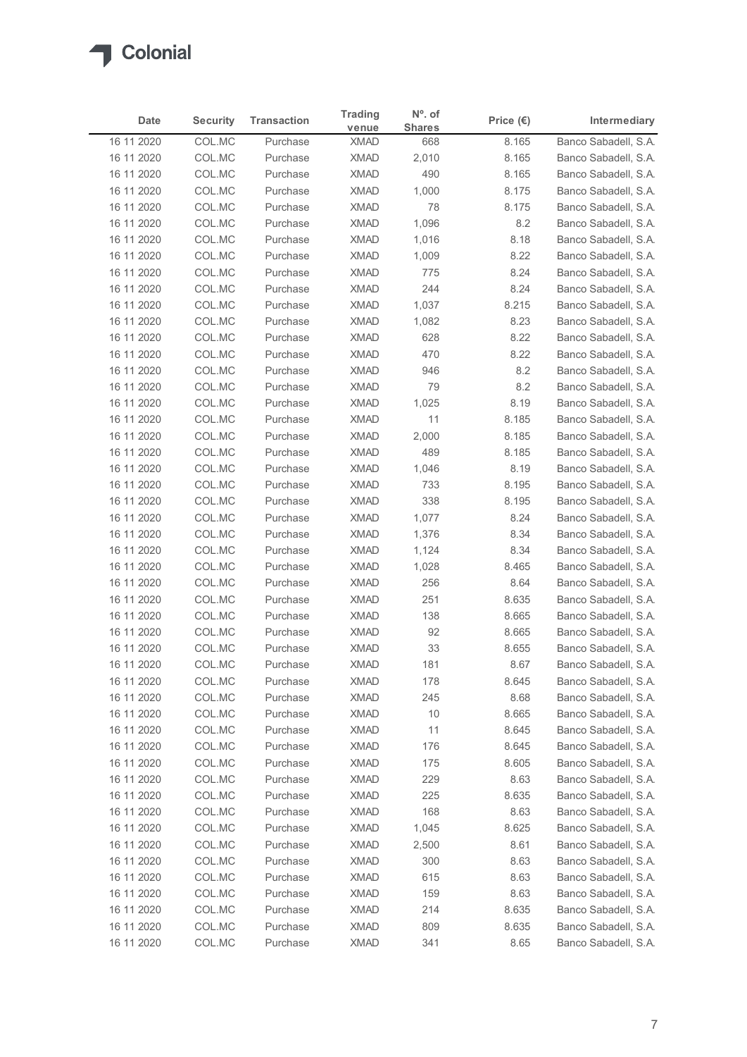| Date | Security | Transaction | Trading venue | Nº. of Shares | Price (€) | Intermediary |
|---|---|---|---|---|---|---|
| 16 11 2020 | COL.MC | Purchase | XMAD | 668 | 8.165 | Banco Sabadell, S.A. |
| 16 11 2020 | COL.MC | Purchase | XMAD | 2,010 | 8.165 | Banco Sabadell, S.A. |
| 16 11 2020 | COL.MC | Purchase | XMAD | 490 | 8.165 | Banco Sabadell, S.A. |
| 16 11 2020 | COL.MC | Purchase | XMAD | 1,000 | 8.175 | Banco Sabadell, S.A. |
| 16 11 2020 | COL.MC | Purchase | XMAD | 78 | 8.175 | Banco Sabadell, S.A. |
| 16 11 2020 | COL.MC | Purchase | XMAD | 1,096 | 8.2 | Banco Sabadell, S.A. |
| 16 11 2020 | COL.MC | Purchase | XMAD | 1,016 | 8.18 | Banco Sabadell, S.A. |
| 16 11 2020 | COL.MC | Purchase | XMAD | 1,009 | 8.22 | Banco Sabadell, S.A. |
| 16 11 2020 | COL.MC | Purchase | XMAD | 775 | 8.24 | Banco Sabadell, S.A. |
| 16 11 2020 | COL.MC | Purchase | XMAD | 244 | 8.24 | Banco Sabadell, S.A. |
| 16 11 2020 | COL.MC | Purchase | XMAD | 1,037 | 8.215 | Banco Sabadell, S.A. |
| 16 11 2020 | COL.MC | Purchase | XMAD | 1,082 | 8.23 | Banco Sabadell, S.A. |
| 16 11 2020 | COL.MC | Purchase | XMAD | 628 | 8.22 | Banco Sabadell, S.A. |
| 16 11 2020 | COL.MC | Purchase | XMAD | 470 | 8.22 | Banco Sabadell, S.A. |
| 16 11 2020 | COL.MC | Purchase | XMAD | 946 | 8.2 | Banco Sabadell, S.A. |
| 16 11 2020 | COL.MC | Purchase | XMAD | 79 | 8.2 | Banco Sabadell, S.A. |
| 16 11 2020 | COL.MC | Purchase | XMAD | 1,025 | 8.19 | Banco Sabadell, S.A. |
| 16 11 2020 | COL.MC | Purchase | XMAD | 11 | 8.185 | Banco Sabadell, S.A. |
| 16 11 2020 | COL.MC | Purchase | XMAD | 2,000 | 8.185 | Banco Sabadell, S.A. |
| 16 11 2020 | COL.MC | Purchase | XMAD | 489 | 8.185 | Banco Sabadell, S.A. |
| 16 11 2020 | COL.MC | Purchase | XMAD | 1,046 | 8.19 | Banco Sabadell, S.A. |
| 16 11 2020 | COL.MC | Purchase | XMAD | 733 | 8.195 | Banco Sabadell, S.A. |
| 16 11 2020 | COL.MC | Purchase | XMAD | 338 | 8.195 | Banco Sabadell, S.A. |
| 16 11 2020 | COL.MC | Purchase | XMAD | 1,077 | 8.24 | Banco Sabadell, S.A. |
| 16 11 2020 | COL.MC | Purchase | XMAD | 1,376 | 8.34 | Banco Sabadell, S.A. |
| 16 11 2020 | COL.MC | Purchase | XMAD | 1,124 | 8.34 | Banco Sabadell, S.A. |
| 16 11 2020 | COL.MC | Purchase | XMAD | 1,028 | 8.465 | Banco Sabadell, S.A. |
| 16 11 2020 | COL.MC | Purchase | XMAD | 256 | 8.64 | Banco Sabadell, S.A. |
| 16 11 2020 | COL.MC | Purchase | XMAD | 251 | 8.635 | Banco Sabadell, S.A. |
| 16 11 2020 | COL.MC | Purchase | XMAD | 138 | 8.665 | Banco Sabadell, S.A. |
| 16 11 2020 | COL.MC | Purchase | XMAD | 92 | 8.665 | Banco Sabadell, S.A. |
| 16 11 2020 | COL.MC | Purchase | XMAD | 33 | 8.655 | Banco Sabadell, S.A. |
| 16 11 2020 | COL.MC | Purchase | XMAD | 181 | 8.67 | Banco Sabadell, S.A. |
| 16 11 2020 | COL.MC | Purchase | XMAD | 178 | 8.645 | Banco Sabadell, S.A. |
| 16 11 2020 | COL.MC | Purchase | XMAD | 245 | 8.68 | Banco Sabadell, S.A. |
| 16 11 2020 | COL.MC | Purchase | XMAD | 10 | 8.665 | Banco Sabadell, S.A. |
| 16 11 2020 | COL.MC | Purchase | XMAD | 11 | 8.645 | Banco Sabadell, S.A. |
| 16 11 2020 | COL.MC | Purchase | XMAD | 176 | 8.645 | Banco Sabadell, S.A. |
| 16 11 2020 | COL.MC | Purchase | XMAD | 175 | 8.605 | Banco Sabadell, S.A. |
| 16 11 2020 | COL.MC | Purchase | XMAD | 229 | 8.63 | Banco Sabadell, S.A. |
| 16 11 2020 | COL.MC | Purchase | XMAD | 225 | 8.635 | Banco Sabadell, S.A. |
| 16 11 2020 | COL.MC | Purchase | XMAD | 168 | 8.63 | Banco Sabadell, S.A. |
| 16 11 2020 | COL.MC | Purchase | XMAD | 1,045 | 8.625 | Banco Sabadell, S.A. |
| 16 11 2020 | COL.MC | Purchase | XMAD | 2,500 | 8.61 | Banco Sabadell, S.A. |
| 16 11 2020 | COL.MC | Purchase | XMAD | 300 | 8.63 | Banco Sabadell, S.A. |
| 16 11 2020 | COL.MC | Purchase | XMAD | 615 | 8.63 | Banco Sabadell, S.A. |
| 16 11 2020 | COL.MC | Purchase | XMAD | 159 | 8.63 | Banco Sabadell, S.A. |
| 16 11 2020 | COL.MC | Purchase | XMAD | 214 | 8.635 | Banco Sabadell, S.A. |
| 16 11 2020 | COL.MC | Purchase | XMAD | 809 | 8.635 | Banco Sabadell, S.A. |
| 16 11 2020 | COL.MC | Purchase | XMAD | 341 | 8.65 | Banco Sabadell, S.A. |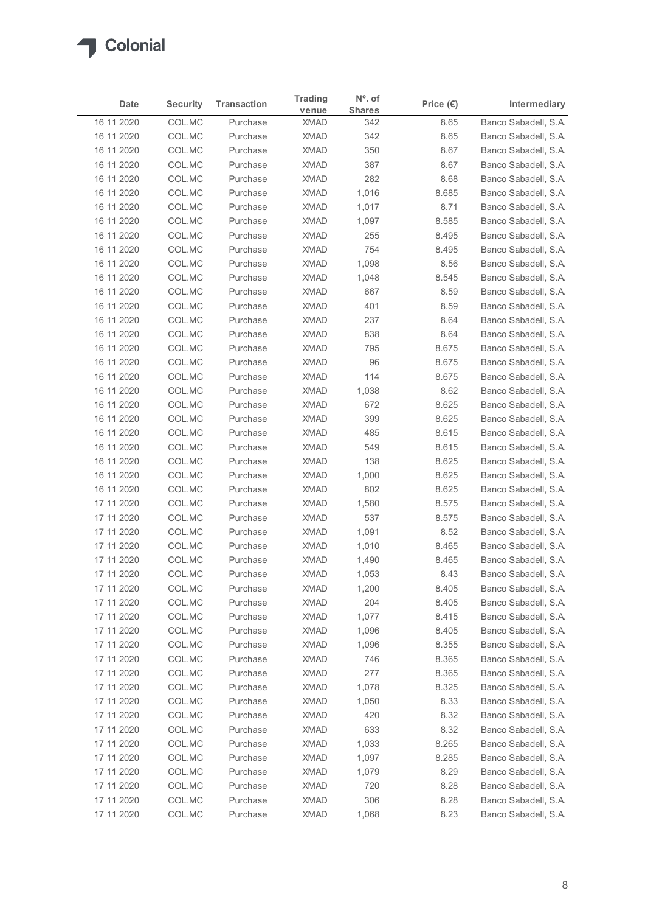| Date | Security | Transaction | Trading venue | Nº. of Shares | Price (€) | Intermediary |
|---|---|---|---|---|---|---|
| 16 11 2020 | COL.MC | Purchase | XMAD | 342 | 8.65 | Banco Sabadell, S.A. |
| 16 11 2020 | COL.MC | Purchase | XMAD | 342 | 8.65 | Banco Sabadell, S.A. |
| 16 11 2020 | COL.MC | Purchase | XMAD | 350 | 8.67 | Banco Sabadell, S.A. |
| 16 11 2020 | COL.MC | Purchase | XMAD | 387 | 8.67 | Banco Sabadell, S.A. |
| 16 11 2020 | COL.MC | Purchase | XMAD | 282 | 8.68 | Banco Sabadell, S.A. |
| 16 11 2020 | COL.MC | Purchase | XMAD | 1,016 | 8.685 | Banco Sabadell, S.A. |
| 16 11 2020 | COL.MC | Purchase | XMAD | 1,017 | 8.71 | Banco Sabadell, S.A. |
| 16 11 2020 | COL.MC | Purchase | XMAD | 1,097 | 8.585 | Banco Sabadell, S.A. |
| 16 11 2020 | COL.MC | Purchase | XMAD | 255 | 8.495 | Banco Sabadell, S.A. |
| 16 11 2020 | COL.MC | Purchase | XMAD | 754 | 8.495 | Banco Sabadell, S.A. |
| 16 11 2020 | COL.MC | Purchase | XMAD | 1,098 | 8.56 | Banco Sabadell, S.A. |
| 16 11 2020 | COL.MC | Purchase | XMAD | 1,048 | 8.545 | Banco Sabadell, S.A. |
| 16 11 2020 | COL.MC | Purchase | XMAD | 667 | 8.59 | Banco Sabadell, S.A. |
| 16 11 2020 | COL.MC | Purchase | XMAD | 401 | 8.59 | Banco Sabadell, S.A. |
| 16 11 2020 | COL.MC | Purchase | XMAD | 237 | 8.64 | Banco Sabadell, S.A. |
| 16 11 2020 | COL.MC | Purchase | XMAD | 838 | 8.64 | Banco Sabadell, S.A. |
| 16 11 2020 | COL.MC | Purchase | XMAD | 795 | 8.675 | Banco Sabadell, S.A. |
| 16 11 2020 | COL.MC | Purchase | XMAD | 96 | 8.675 | Banco Sabadell, S.A. |
| 16 11 2020 | COL.MC | Purchase | XMAD | 114 | 8.675 | Banco Sabadell, S.A. |
| 16 11 2020 | COL.MC | Purchase | XMAD | 1,038 | 8.62 | Banco Sabadell, S.A. |
| 16 11 2020 | COL.MC | Purchase | XMAD | 672 | 8.625 | Banco Sabadell, S.A. |
| 16 11 2020 | COL.MC | Purchase | XMAD | 399 | 8.625 | Banco Sabadell, S.A. |
| 16 11 2020 | COL.MC | Purchase | XMAD | 485 | 8.615 | Banco Sabadell, S.A. |
| 16 11 2020 | COL.MC | Purchase | XMAD | 549 | 8.615 | Banco Sabadell, S.A. |
| 16 11 2020 | COL.MC | Purchase | XMAD | 138 | 8.625 | Banco Sabadell, S.A. |
| 16 11 2020 | COL.MC | Purchase | XMAD | 1,000 | 8.625 | Banco Sabadell, S.A. |
| 16 11 2020 | COL.MC | Purchase | XMAD | 802 | 8.625 | Banco Sabadell, S.A. |
| 17 11 2020 | COL.MC | Purchase | XMAD | 1,580 | 8.575 | Banco Sabadell, S.A. |
| 17 11 2020 | COL.MC | Purchase | XMAD | 537 | 8.575 | Banco Sabadell, S.A. |
| 17 11 2020 | COL.MC | Purchase | XMAD | 1,091 | 8.52 | Banco Sabadell, S.A. |
| 17 11 2020 | COL.MC | Purchase | XMAD | 1,010 | 8.465 | Banco Sabadell, S.A. |
| 17 11 2020 | COL.MC | Purchase | XMAD | 1,490 | 8.465 | Banco Sabadell, S.A. |
| 17 11 2020 | COL.MC | Purchase | XMAD | 1,053 | 8.43 | Banco Sabadell, S.A. |
| 17 11 2020 | COL.MC | Purchase | XMAD | 1,200 | 8.405 | Banco Sabadell, S.A. |
| 17 11 2020 | COL.MC | Purchase | XMAD | 204 | 8.405 | Banco Sabadell, S.A. |
| 17 11 2020 | COL.MC | Purchase | XMAD | 1,077 | 8.415 | Banco Sabadell, S.A. |
| 17 11 2020 | COL.MC | Purchase | XMAD | 1,096 | 8.405 | Banco Sabadell, S.A. |
| 17 11 2020 | COL.MC | Purchase | XMAD | 1,096 | 8.355 | Banco Sabadell, S.A. |
| 17 11 2020 | COL.MC | Purchase | XMAD | 746 | 8.365 | Banco Sabadell, S.A. |
| 17 11 2020 | COL.MC | Purchase | XMAD | 277 | 8.365 | Banco Sabadell, S.A. |
| 17 11 2020 | COL.MC | Purchase | XMAD | 1,078 | 8.325 | Banco Sabadell, S.A. |
| 17 11 2020 | COL.MC | Purchase | XMAD | 1,050 | 8.33 | Banco Sabadell, S.A. |
| 17 11 2020 | COL.MC | Purchase | XMAD | 420 | 8.32 | Banco Sabadell, S.A. |
| 17 11 2020 | COL.MC | Purchase | XMAD | 633 | 8.32 | Banco Sabadell, S.A. |
| 17 11 2020 | COL.MC | Purchase | XMAD | 1,033 | 8.265 | Banco Sabadell, S.A. |
| 17 11 2020 | COL.MC | Purchase | XMAD | 1,097 | 8.285 | Banco Sabadell, S.A. |
| 17 11 2020 | COL.MC | Purchase | XMAD | 1,079 | 8.29 | Banco Sabadell, S.A. |
| 17 11 2020 | COL.MC | Purchase | XMAD | 720 | 8.28 | Banco Sabadell, S.A. |
| 17 11 2020 | COL.MC | Purchase | XMAD | 306 | 8.28 | Banco Sabadell, S.A. |
| 17 11 2020 | COL.MC | Purchase | XMAD | 1,068 | 8.23 | Banco Sabadell, S.A. |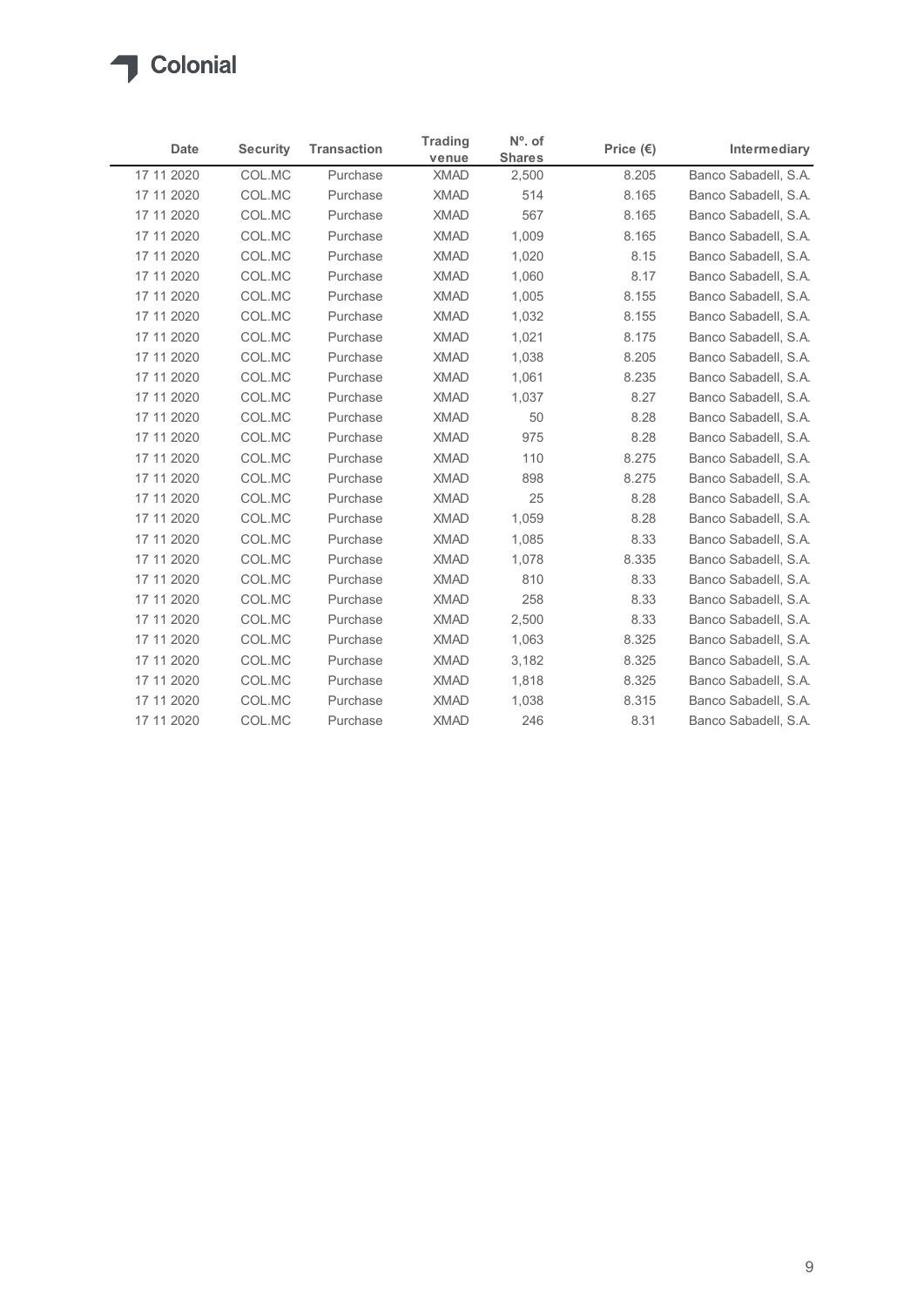| Date | Security | Transaction | Trading venue | Nº. of Shares | Price (€) | Intermediary |
|---|---|---|---|---|---|---|
| 17 11 2020 | COL.MC | Purchase | XMAD | 2,500 | 8.205 | Banco Sabadell, S.A. |
| 17 11 2020 | COL.MC | Purchase | XMAD | 514 | 8.165 | Banco Sabadell, S.A. |
| 17 11 2020 | COL.MC | Purchase | XMAD | 567 | 8.165 | Banco Sabadell, S.A. |
| 17 11 2020 | COL.MC | Purchase | XMAD | 1,009 | 8.165 | Banco Sabadell, S.A. |
| 17 11 2020 | COL.MC | Purchase | XMAD | 1,020 | 8.15 | Banco Sabadell, S.A. |
| 17 11 2020 | COL.MC | Purchase | XMAD | 1,060 | 8.17 | Banco Sabadell, S.A. |
| 17 11 2020 | COL.MC | Purchase | XMAD | 1,005 | 8.155 | Banco Sabadell, S.A. |
| 17 11 2020 | COL.MC | Purchase | XMAD | 1,032 | 8.155 | Banco Sabadell, S.A. |
| 17 11 2020 | COL.MC | Purchase | XMAD | 1,021 | 8.175 | Banco Sabadell, S.A. |
| 17 11 2020 | COL.MC | Purchase | XMAD | 1,038 | 8.205 | Banco Sabadell, S.A. |
| 17 11 2020 | COL.MC | Purchase | XMAD | 1,061 | 8.235 | Banco Sabadell, S.A. |
| 17 11 2020 | COL.MC | Purchase | XMAD | 1,037 | 8.27 | Banco Sabadell, S.A. |
| 17 11 2020 | COL.MC | Purchase | XMAD | 50 | 8.28 | Banco Sabadell, S.A. |
| 17 11 2020 | COL.MC | Purchase | XMAD | 975 | 8.28 | Banco Sabadell, S.A. |
| 17 11 2020 | COL.MC | Purchase | XMAD | 110 | 8.275 | Banco Sabadell, S.A. |
| 17 11 2020 | COL.MC | Purchase | XMAD | 898 | 8.275 | Banco Sabadell, S.A. |
| 17 11 2020 | COL.MC | Purchase | XMAD | 25 | 8.28 | Banco Sabadell, S.A. |
| 17 11 2020 | COL.MC | Purchase | XMAD | 1,059 | 8.28 | Banco Sabadell, S.A. |
| 17 11 2020 | COL.MC | Purchase | XMAD | 1,085 | 8.33 | Banco Sabadell, S.A. |
| 17 11 2020 | COL.MC | Purchase | XMAD | 1,078 | 8.335 | Banco Sabadell, S.A. |
| 17 11 2020 | COL.MC | Purchase | XMAD | 810 | 8.33 | Banco Sabadell, S.A. |
| 17 11 2020 | COL.MC | Purchase | XMAD | 258 | 8.33 | Banco Sabadell, S.A. |
| 17 11 2020 | COL.MC | Purchase | XMAD | 2,500 | 8.33 | Banco Sabadell, S.A. |
| 17 11 2020 | COL.MC | Purchase | XMAD | 1,063 | 8.325 | Banco Sabadell, S.A. |
| 17 11 2020 | COL.MC | Purchase | XMAD | 3,182 | 8.325 | Banco Sabadell, S.A. |
| 17 11 2020 | COL.MC | Purchase | XMAD | 1,818 | 8.325 | Banco Sabadell, S.A. |
| 17 11 2020 | COL.MC | Purchase | XMAD | 1,038 | 8.315 | Banco Sabadell, S.A. |
| 17 11 2020 | COL.MC | Purchase | XMAD | 246 | 8.31 | Banco Sabadell, S.A. |